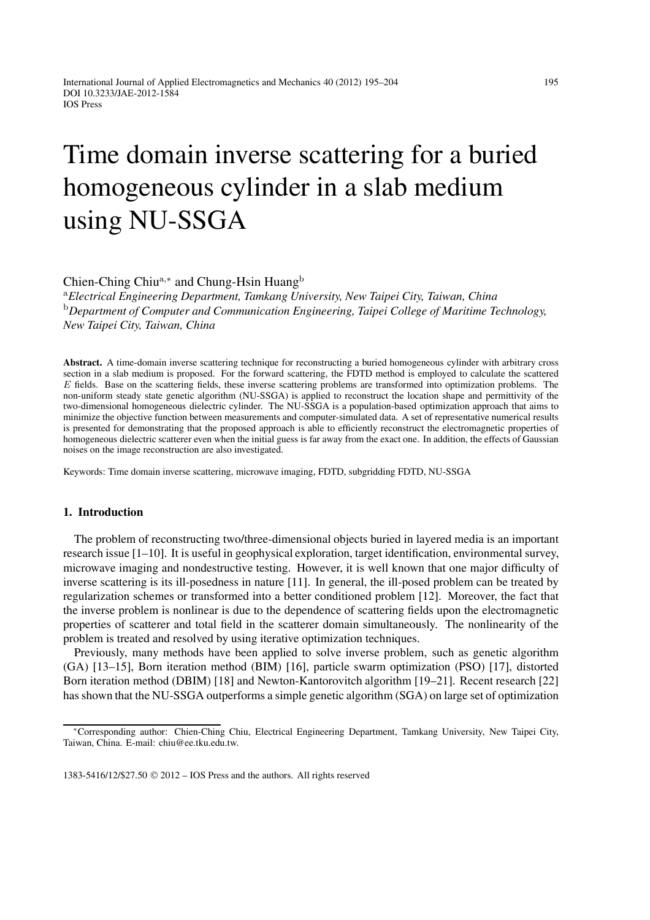# Time domain inverse scattering for a buried homogeneous cylinder in a slab medium using NU-SSGA

Chien-Ching Chiu[a,*] and Chung-Hsin Huang[b]

[a] *Electrical Engineering Department, Tamkang University, New Taipei City, Taiwan, China*
[b] *Department of Computer and Communication Engineering, Taipei College of Maritime Technology, New Taipei City, Taiwan, China*

**Abstract.** A time-domain inverse scattering technique for reconstructing a buried homogeneous cylinder with arbitrary cross section in a slab medium is proposed. For the forward scattering, the FDTD method is employed to calculate the scattered $E$ fields. Base on the scattering fields, these inverse scattering problems are transformed into optimization problems. The non-uniform steady state genetic algorithm (NU-SSGA) is applied to reconstruct the location shape and permittivity of the two-dimensional homogeneous dielectric cylinder. The NU-SSGA is a population-based optimization approach that aims to minimize the objective function between measurements and computer-simulated data. A set of representative numerical results is presented for demonstrating that the proposed approach is able to efficiently reconstruct the electromagnetic properties of homogeneous dielectric scatterer even when the initial guess is far away from the exact one. In addition, the effects of Gaussian noises on the image reconstruction are also investigated.

Keywords: Time domain inverse scattering, microwave imaging, FDTD, subgridding FDTD, NU-SSGA

## 1. Introduction

The problem of reconstructing two/three-dimensional objects buried in layered media is an important research issue [1–10]. It is useful in geophysical exploration, target identification, environmental survey, microwave imaging and nondestructive testing. However, it is well known that one major difficulty of inverse scattering is its ill-posedness in nature [11]. In general, the ill-posed problem can be treated by regularization schemes or transformed into a better conditioned problem [12]. Moreover, the fact that the inverse problem is nonlinear is due to the dependence of scattering fields upon the electromagnetic properties of scatterer and total field in the scatterer domain simultaneously. The nonlinearity of the problem is treated and resolved by using iterative optimization techniques.

Previously, many methods have been applied to solve inverse problem, such as genetic algorithm (GA) [13–15], Born iteration method (BIM) [16], particle swarm optimization (PSO) [17], distorted Born iteration method (DBIM) [18] and Newton-Kantorovitch algorithm [19–21]. Recent research [22] has shown that the NU-SSGA outperforms a simple genetic algorithm (SGA) on large set of optimization

*Corresponding author: Chien-Ching Chiu, Electrical Engineering Department, Tamkang University, New Taipei City, Taiwan, China. E-mail: chiu@ee.tku.edu.tw.

1383-5416/12/$27.50 © 2012 – IOS Press and the authors. All rights reserved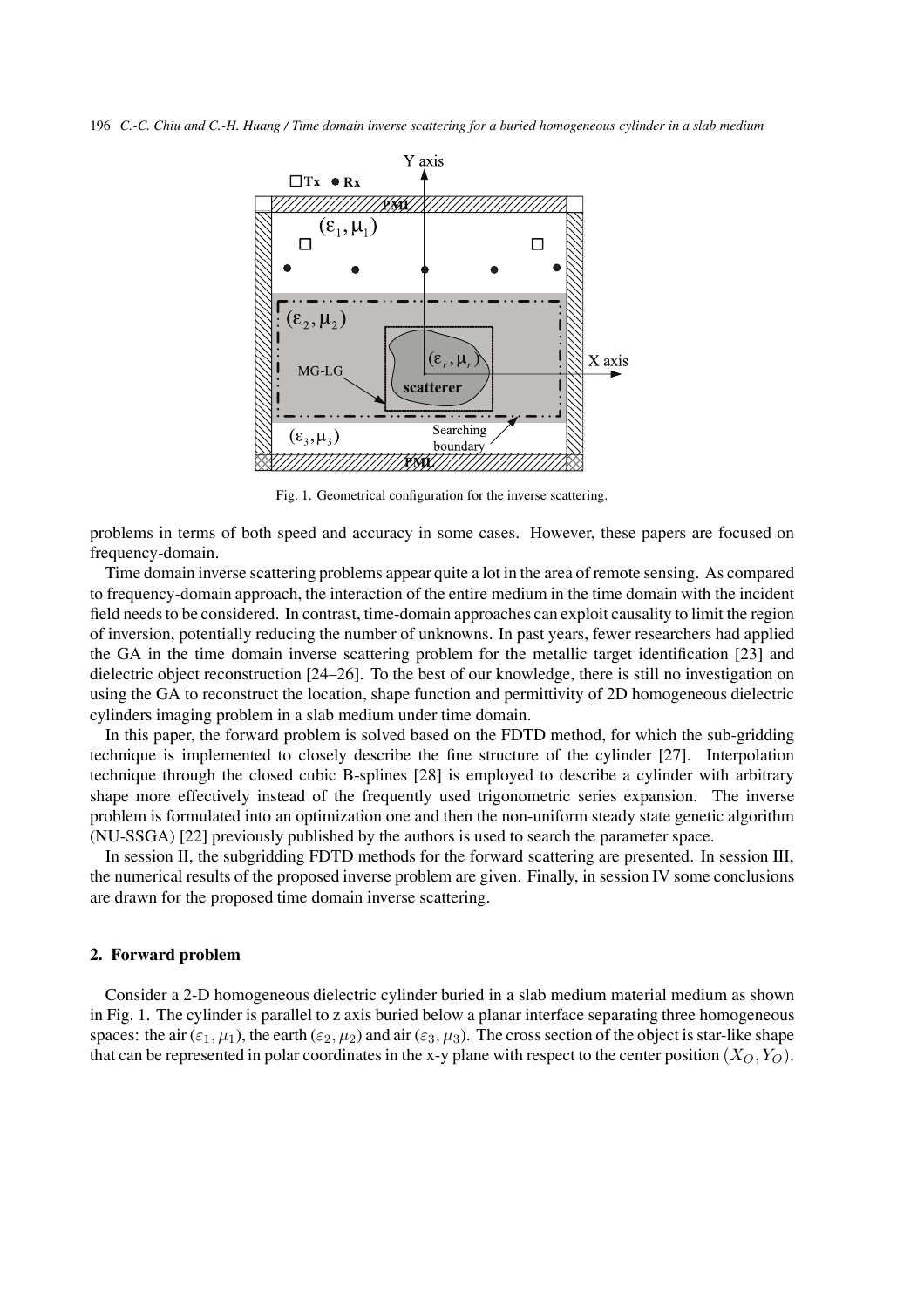Fig. 1. Geometrical configuration for the inverse scattering.

problems in terms of both speed and accuracy in some cases. However, these papers are focused on frequency-domain.

Time domain inverse scattering problems appear quite a lot in the area of remote sensing. As compared to frequency-domain approach, the interaction of the entire medium in the time domain with the incident field needs to be considered. In contrast, time-domain approaches can exploit causality to limit the region of inversion, potentially reducing the number of unknowns. In past years, fewer researchers had applied the GA in the time domain inverse scattering problem for the metallic target identification [23] and dielectric object reconstruction [24–26]. To the best of our knowledge, there is still no investigation on using the GA to reconstruct the location, shape function and permittivity of 2D homogeneous dielectric cylinders imaging problem in a slab medium under time domain.

In this paper, the forward problem is solved based on the FDTD method, for which the sub-gridding technique is implemented to closely describe the fine structure of the cylinder [27]. Interpolation technique through the closed cubic B-splines [28] is employed to describe a cylinder with arbitrary shape more effectively instead of the frequently used trigonometric series expansion. The inverse problem is formulated into an optimization one and then the non-uniform steady state genetic algorithm (NU-SSGA) [22] previously published by the authors is used to search the parameter space.

In session II, the subgridding FDTD methods for the forward scattering are presented. In session III, the numerical results of the proposed inverse problem are given. Finally, in session IV some conclusions are drawn for the proposed time domain inverse scattering.

## 2. Forward problem

Consider a 2-D homogeneous dielectric cylinder buried in a slab medium material medium as shown in Fig. 1. The cylinder is parallel to z axis buried below a planar interface separating three homogeneous spaces: the air $(\varepsilon_1, \mu_1)$, the earth $(\varepsilon_2, \mu_2)$ and air $(\varepsilon_3, \mu_3)$. The cross section of the object is star-like shape that can be represented in polar coordinates in the x-y plane with respect to the center position $(X_O, Y_O)$.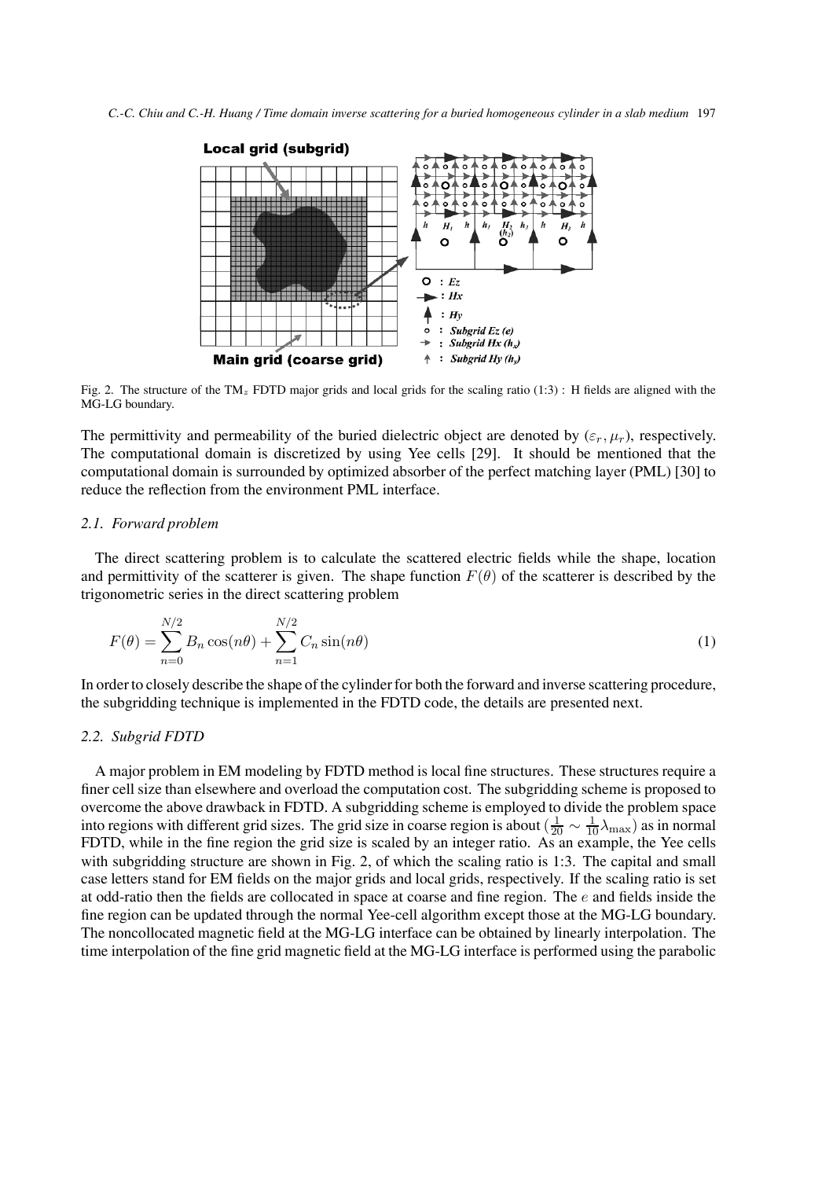Fig. 2. The structure of the $TM_z$ FDTD major grids and local grids for the scaling ratio (1:3) : H fields are aligned with the MG-LG boundary.

The permittivity and permeability of the buried dielectric object are denoted by $(\varepsilon_r, \mu_r)$, respectively. The computational domain is discretized by using Yee cells [29]. It should be mentioned that the computational domain is surrounded by optimized absorber of the perfect matching layer (PML) [30] to reduce the reflection from the environment PML interface.

### 2.1. Forward problem

The direct scattering problem is to calculate the scattered electric fields while the shape, location and permittivity of the scatterer is given. The shape function $F(\theta)$ of the scatterer is described by the trigonometric series in the direct scattering problem

$$F(\theta) = \sum_{n=0}^{N/2} B_n \cos(n\theta) + \sum_{n=1}^{N/2} C_n \sin(n\theta) \tag{1}$$

In order to closely describe the shape of the cylinder for both the forward and inverse scattering procedure, the subgridding technique is implemented in the FDTD code, the details are presented next.

### 2.2. Subgrid FDTD

A major problem in EM modeling by FDTD method is local fine structures. These structures require a finer cell size than elsewhere and overload the computation cost. The subgridding scheme is proposed to overcome the above drawback in FDTD. A subgridding scheme is employed to divide the problem space into regions with different grid sizes. The grid size in coarse region is about $(\frac{1}{20} \sim \frac{1}{10}\lambda_{\max})$ as in normal FDTD, while in the fine region the grid size is scaled by an integer ratio. As an example, the Yee cells with subgridding structure are shown in Fig. 2, of which the scaling ratio is 1:3. The capital and small case letters stand for EM fields on the major grids and local grids, respectively. If the scaling ratio is set at odd-ratio then the fields are collocated in space at coarse and fine region. The $e$ and fields inside the fine region can be updated through the normal Yee-cell algorithm except those at the MG-LG boundary. The noncollocated magnetic field at the MG-LG interface can be obtained by linearly interpolation. The time interpolation of the fine grid magnetic field at the MG-LG interface is performed using the parabolic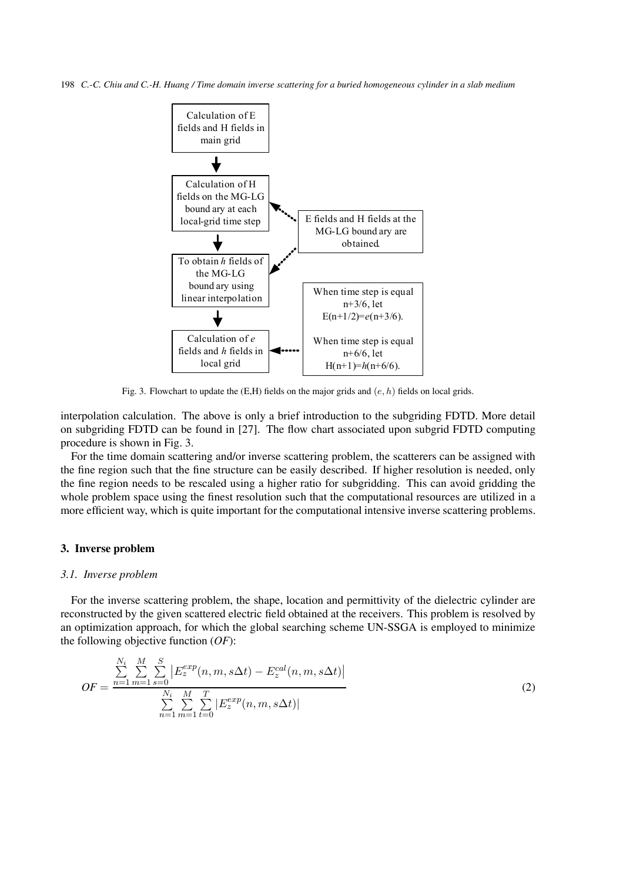Calculation of E fields and H fields in main grid

Calculation of H fields on the MG-LG bound ary at each local-grid time step

E fields and H fields at the MG-LG bound ary are obtained.

To obtain *h* fields of the MG-LG bound ary using linear interpolation

When time step is equal n+3/6, let E(n+1/2)=*e*(n+3/6).

When time step is equal n+6/6, let H(n+1)=*h*(n+6/6).

Calculation of *e* fields and *h* fields in local grid

Fig. 3. Flowchart to update the (E,H) fields on the major grids and $(e, h)$ fields on local grids.

interpolation calculation. The above is only a brief introduction to the subgriding FDTD. More detail on subgriding FDTD can be found in [27]. The flow chart associated upon subgrid FDTD computing procedure is shown in Fig. 3.

For the time domain scattering and/or inverse scattering problem, the scatterers can be assigned with the fine region such that the fine structure can be easily described. If higher resolution is needed, only the fine region needs to be rescaled using a higher ratio for subgridding. This can avoid gridding the whole problem space using the finest resolution such that the computational resources are utilized in a more efficient way, which is quite important for the computational intensive inverse scattering problems.

## 3. Inverse problem

### 3.1. Inverse problem

For the inverse scattering problem, the shape, location and permittivity of the dielectric cylinder are reconstructed by the given scattered electric field obtained at the receivers. This problem is resolved by an optimization approach, for which the global searching scheme UN-SSGA is employed to minimize the following objective function (*OF*):

$$OF = \frac{\sum\limits_{n=1}^{N_i} \sum\limits_{m=1}^{M} \sum\limits_{s=0}^{S} \left| E_z^{exp}(n,m,s\Delta t) - E_z^{cal}(n,m,s\Delta t) \right|}{\sum\limits_{n=1}^{N_i} \sum\limits_{m=1}^{M} \sum\limits_{t=0}^{T} \left| E_z^{exp}(n,m,s\Delta t) \right|} \tag{2}$$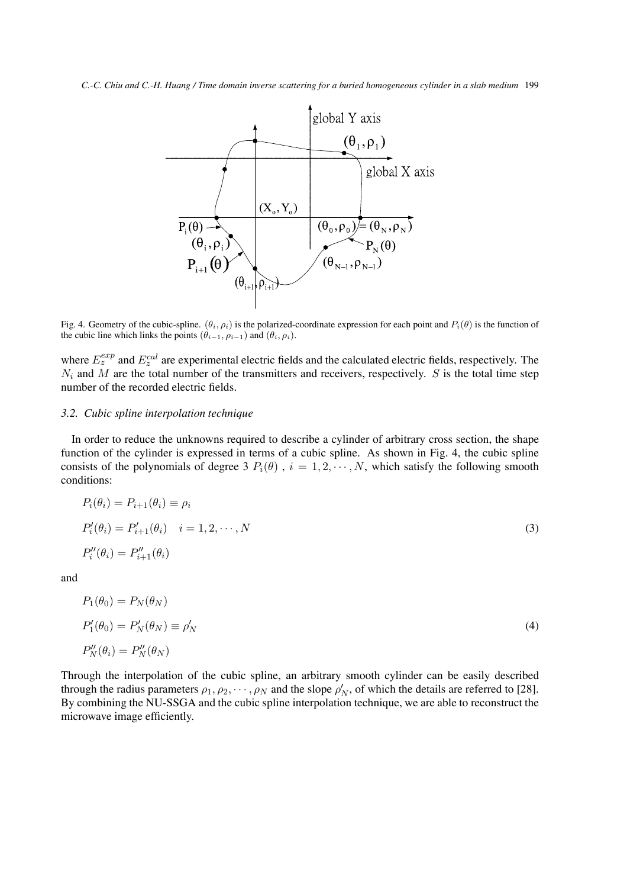Fig. 4. Geometry of the cubic-spline. $(\theta_i, \rho_i)$ is the polarized-coordinate expression for each point and $P_i(\theta)$ is the function of the cubic line which links the points $(\theta_{i-1}, \rho_{i-1})$ and $(\theta_i, \rho_i)$.

where $E_z^{exp}$ and $E_z^{cal}$ are experimental electric fields and the calculated electric fields, respectively. The $N_i$ and $M$ are the total number of the transmitters and receivers, respectively. $S$ is the total time step number of the recorded electric fields.

### *3.2. Cubic spline interpolation technique*

In order to reduce the unknowns required to describe a cylinder of arbitrary cross section, the shape function of the cylinder is expressed in terms of a cubic spline. As shown in Fig. 4, the cubic spline consists of the polynomials of degree 3 $P_i(\theta)$ , $i = 1, 2, \cdots, N$, which satisfy the following smooth conditions:

$$
\begin{aligned}
&P_i(\theta_i) = P_{i+1}(\theta_i) \equiv \rho_i \\
&P_i'(\theta_i) = P_{i+1}'(\theta_i) \quad i = 1, 2, \cdots, N \\
&P_i''(\theta_i) = P_{i+1}''(\theta_i)
\end{aligned}
\tag{3}
$$

and

$$
\begin{aligned}
&P_1(\theta_0) = P_N(\theta_N) \\
&P_1'(\theta_0) = P_N'(\theta_N) \equiv \rho_N' \\
&P_N''(\theta_i) = P_N''(\theta_N)
\end{aligned}
\tag{4}
$$

Through the interpolation of the cubic spline, an arbitrary smooth cylinder can be easily described through the radius parameters $\rho_1, \rho_2, \cdots, \rho_N$ and the slope $\rho_N'$, of which the details are referred to [28]. By combining the NU-SSGA and the cubic spline interpolation technique, we are able to reconstruct the microwave image efficiently.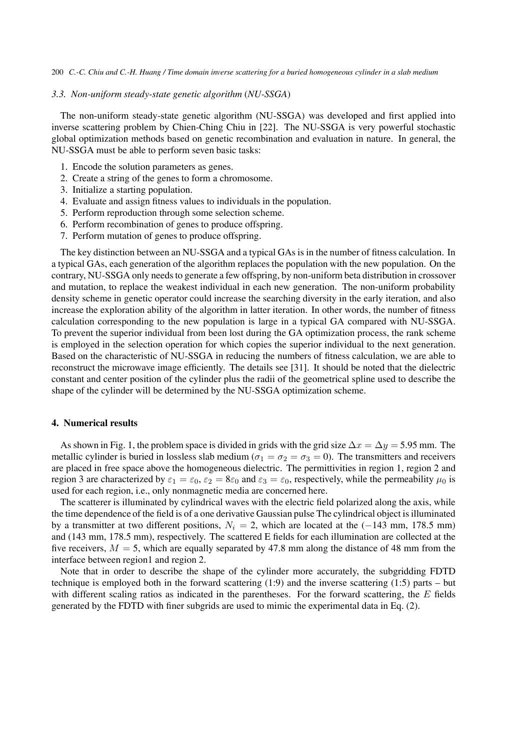### 3.3. *Non-uniform steady-state genetic algorithm (NU-SSGA)*

The non-uniform steady-state genetic algorithm (NU-SSGA) was developed and first applied into inverse scattering problem by Chien-Ching Chiu in [22]. The NU-SSGA is very powerful stochastic global optimization methods based on genetic recombination and evaluation in nature. In general, the NU-SSGA must be able to perform seven basic tasks:

1. Encode the solution parameters as genes.
2. Create a string of the genes to form a chromosome.
3. Initialize a starting population.
4. Evaluate and assign fitness values to individuals in the population.
5. Perform reproduction through some selection scheme.
6. Perform recombination of genes to produce offspring.
7. Perform mutation of genes to produce offspring.

The key distinction between an NU-SSGA and a typical GAs is in the number of fitness calculation. In a typical GAs, each generation of the algorithm replaces the population with the new population. On the contrary, NU-SSGA only needs to generate a few offspring, by non-uniform beta distribution in crossover and mutation, to replace the weakest individual in each new generation. The non-uniform probability density scheme in genetic operator could increase the searching diversity in the early iteration, and also increase the exploration ability of the algorithm in latter iteration. In other words, the number of fitness calculation corresponding to the new population is large in a typical GA compared with NU-SSGA. To prevent the superior individual from been lost during the GA optimization process, the rank scheme is employed in the selection operation for which copies the superior individual to the next generation. Based on the characteristic of NU-SSGA in reducing the numbers of fitness calculation, we are able to reconstruct the microwave image efficiently. The details see [31]. It should be noted that the dielectric constant and center position of the cylinder plus the radii of the geometrical spline used to describe the shape of the cylinder will be determined by the NU-SSGA optimization scheme.

## 4. Numerical results

As shown in Fig. 1, the problem space is divided in grids with the grid size $\Delta x = \Delta y = 5.95$ mm. The metallic cylinder is buried in lossless slab medium ($\sigma_1 = \sigma_2 = \sigma_3 = 0$). The transmitters and receivers are placed in free space above the homogeneous dielectric. The permittivities in region 1, region 2 and region 3 are characterized by $\varepsilon_1 = \varepsilon_0$, $\varepsilon_2 = 8\varepsilon_0$ and $\varepsilon_3 = \varepsilon_0$, respectively, while the permeability $\mu_0$ is used for each region, i.e., only nonmagnetic media are concerned here.

The scatterer is illuminated by cylindrical waves with the electric field polarized along the axis, while the time dependence of the field is of a one derivative Gaussian pulse The cylindrical object is illuminated by a transmitter at two different positions, $N_i = 2$, which are located at the ($-143$ mm, 178.5 mm) and (143 mm, 178.5 mm), respectively. The scattered E fields for each illumination are collected at the five receivers, $M = 5$, which are equally separated by 47.8 mm along the distance of 48 mm from the interface between region1 and region 2.

Note that in order to describe the shape of the cylinder more accurately, the subgridding FDTD technique is employed both in the forward scattering (1:9) and the inverse scattering (1:5) parts – but with different scaling ratios as indicated in the parentheses. For the forward scattering, the $E$ fields generated by the FDTD with finer subgrids are used to mimic the experimental data in Eq. (2).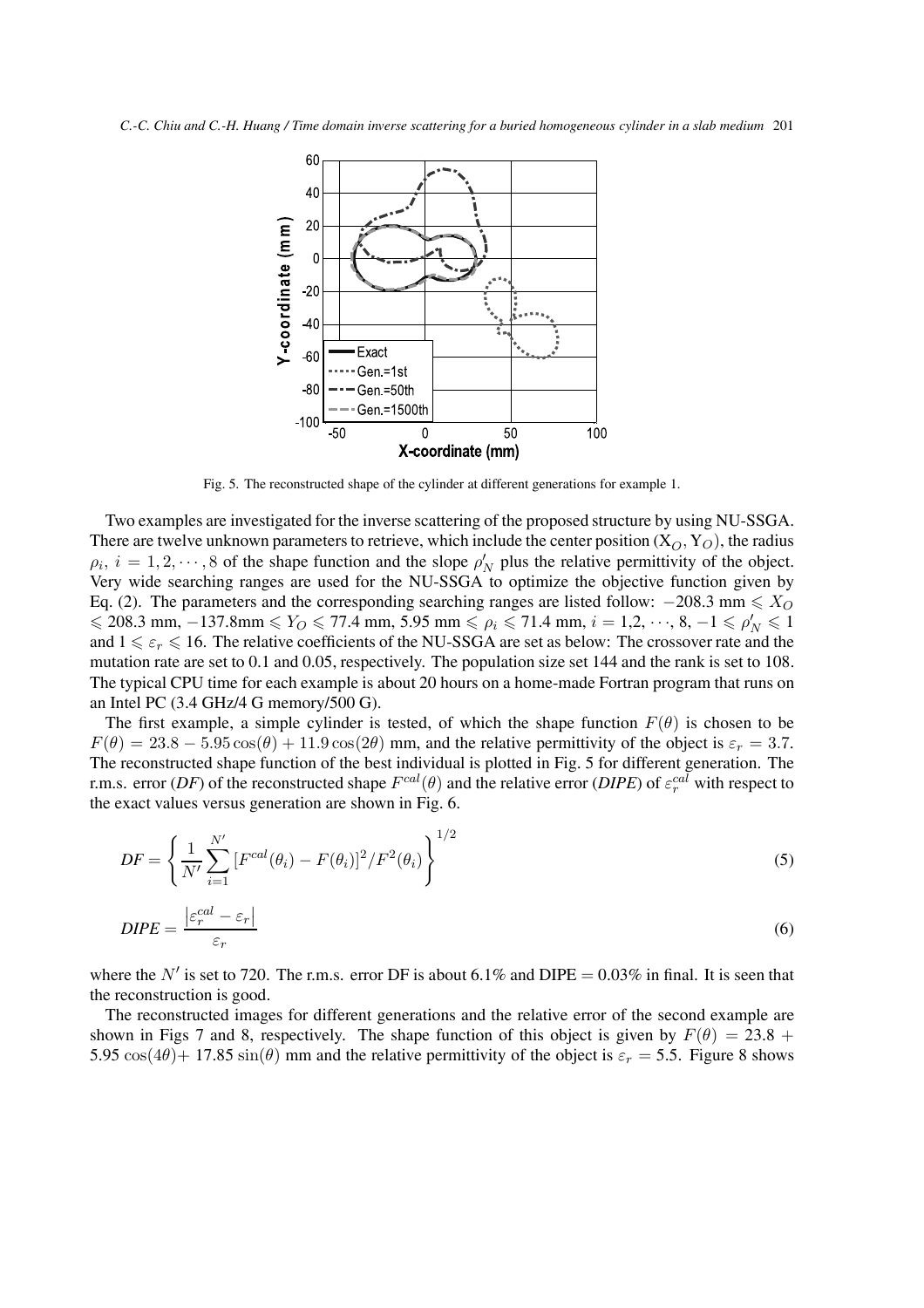Fig. 5. The reconstructed shape of the cylinder at different generations for example 1.

Two examples are investigated for the inverse scattering of the proposed structure by using NU-SSGA. There are twelve unknown parameters to retrieve, which include the center position $(X_O, Y_O)$, the radius $\rho_i$, $i = 1, 2, \cdots, 8$ of the shape function and the slope $\rho'_N$ plus the relative permittivity of the object. Very wide searching ranges are used for the NU-SSGA to optimize the objective function given by Eq. (2). The parameters and the corresponding searching ranges are listed follow: $-208.3$ mm $\leqslant X_O \leqslant 208.3$ mm, $-137.8$mm $\leqslant Y_O \leqslant 77.4$ mm, $5.95$ mm $\leqslant \rho_i \leqslant 71.4$ mm, $i = 1,2, \cdots, 8$, $-1 \leqslant \rho'_N \leqslant 1$ and $1 \leqslant \varepsilon_r \leqslant 16$. The relative coefficients of the NU-SSGA are set as below: The crossover rate and the mutation rate are set to 0.1 and 0.05, respectively. The population size set 144 and the rank is set to 108. The typical CPU time for each example is about 20 hours on a home-made Fortran program that runs on an Intel PC (3.4 GHz/4 G memory/500 G).

The first example, a simple cylinder is tested, of which the shape function $F(\theta)$ is chosen to be $F(\theta) = 23.8 - 5.95\cos(\theta) + 11.9\cos(2\theta)$ mm, and the relative permittivity of the object is $\varepsilon_r = 3.7$. The reconstructed shape function of the best individual is plotted in Fig. 5 for different generation. The r.m.s. error (*DF*) of the reconstructed shape $F^{cal}(\theta)$ and the relative error (*DIPE*) of $\varepsilon_r^{cal}$ with respect to the exact values versus generation are shown in Fig. 6.

$$DF = \left\{ \frac{1}{N'} \sum_{i=1}^{N'} [F^{cal}(\theta_i) - F(\theta_i)]^2 / F^2(\theta_i) \right\}^{1/2} \tag{5}$$

$$DIPE = \frac{\left|\varepsilon_r^{cal} - \varepsilon_r\right|}{\varepsilon_r} \tag{6}$$

where the $N'$ is set to 720. The r.m.s. error DF is about 6.1% and DIPE = 0.03% in final. It is seen that the reconstruction is good.

The reconstructed images for different generations and the relative error of the second example are shown in Figs 7 and 8, respectively. The shape function of this object is given by $F(\theta) = 23.8 + 5.95\cos(4\theta) + 17.85\sin(\theta)$ mm and the relative permittivity of the object is $\varepsilon_r = 5.5$. Figure 8 shows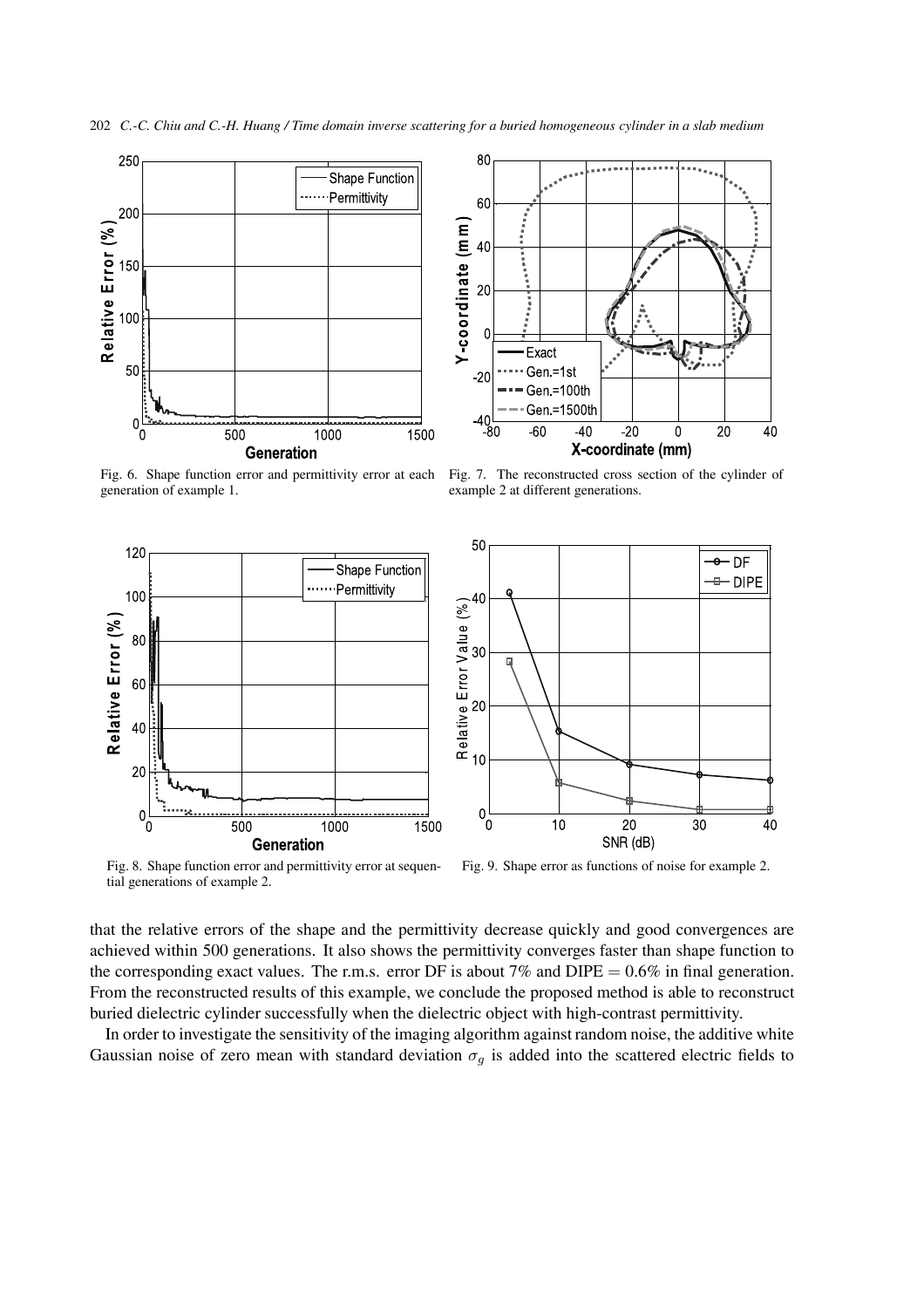Fig. 6. Shape function error and permittivity error at each generation of example 1.

Fig. 7. The reconstructed cross section of the cylinder of example 2 at different generations.

Fig. 8. Shape function error and permittivity error at sequential generations of example 2.

Fig. 9. Shape error as functions of noise for example 2.

that the relative errors of the shape and the permittivity decrease quickly and good convergences are achieved within 500 generations. It also shows the permittivity converges faster than shape function to the corresponding exact values. The r.m.s. error DF is about 7% and DIPE $= 0.6\%$ in final generation. From the reconstructed results of this example, we conclude the proposed method is able to reconstruct buried dielectric cylinder successfully when the dielectric object with high-contrast permittivity.

In order to investigate the sensitivity of the imaging algorithm against random noise, the additive white Gaussian noise of zero mean with standard deviation $\sigma_g$ is added into the scattered electric fields to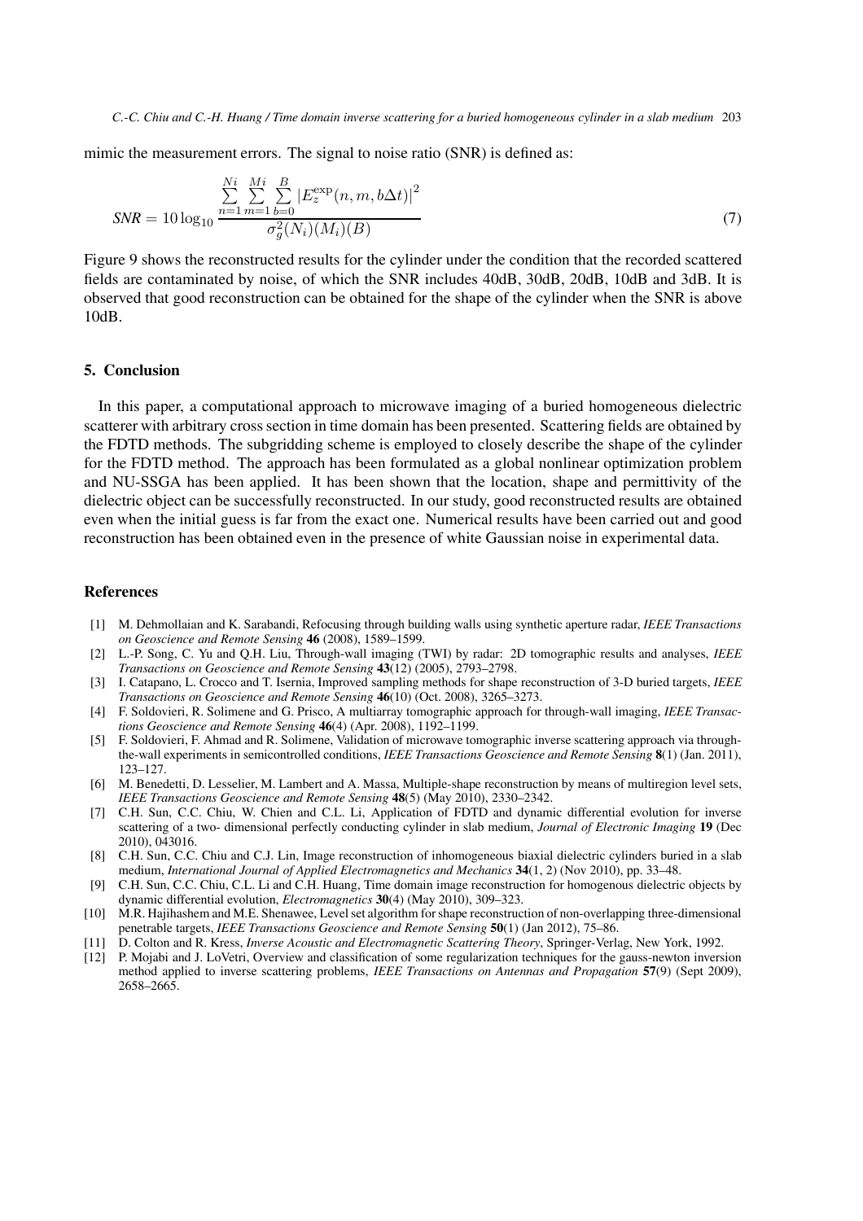mimic the measurement errors. The signal to noise ratio (SNR) is defined as:

$$SNR = 10\log_{10}\frac{\sum\limits_{n=1}^{Ni}\sum\limits_{m=1}^{Mi}\sum\limits_{b=0}^{B}\left|E_z^{\exp}(n,m,b\Delta t)\right|^2}{\sigma_g^2(N_i)(M_i)(B)} \tag{7}$$

Figure 9 shows the reconstructed results for the cylinder under the condition that the recorded scattered fields are contaminated by noise, of which the SNR includes 40dB, 30dB, 20dB, 10dB and 3dB. It is observed that good reconstruction can be obtained for the shape of the cylinder when the SNR is above 10dB.

## 5. Conclusion

In this paper, a computational approach to microwave imaging of a buried homogeneous dielectric scatterer with arbitrary cross section in time domain has been presented. Scattering fields are obtained by the FDTD methods. The subgridding scheme is employed to closely describe the shape of the cylinder for the FDTD method. The approach has been formulated as a global nonlinear optimization problem and NU-SSGA has been applied. It has been shown that the location, shape and permittivity of the dielectric object can be successfully reconstructed. In our study, good reconstructed results are obtained even when the initial guess is far from the exact one. Numerical results have been carried out and good reconstruction has been obtained even in the presence of white Gaussian noise in experimental data.

## References

[1] M. Dehmollaian and K. Sarabandi, Refocusing through building walls using synthetic aperture radar, *IEEE Transactions on Geoscience and Remote Sensing* **46** (2008), 1589–1599.

[2] L.-P. Song, C. Yu and Q.H. Liu, Through-wall imaging (TWI) by radar: 2D tomographic results and analyses, *IEEE Transactions on Geoscience and Remote Sensing* **43**(12) (2005), 2793–2798.

[3] I. Catapano, L. Crocco and T. Isernia, Improved sampling methods for shape reconstruction of 3-D buried targets, *IEEE Transactions on Geoscience and Remote Sensing* **46**(10) (Oct. 2008), 3265–3273.

[4] F. Soldovieri, R. Solimene and G. Prisco, A multiarray tomographic approach for through-wall imaging, *IEEE Transactions Geoscience and Remote Sensing* **46**(4) (Apr. 2008), 1192–1199.

[5] F. Soldovieri, F. Ahmad and R. Solimene, Validation of microwave tomographic inverse scattering approach via through-the-wall experiments in semicontrolled conditions, *IEEE Transactions Geoscience and Remote Sensing* **8**(1) (Jan. 2011), 123–127.

[6] M. Benedetti, D. Lesselier, M. Lambert and A. Massa, Multiple-shape reconstruction by means of multiregion level sets, *IEEE Transactions Geoscience and Remote Sensing* **48**(5) (May 2010), 2330–2342.

[7] C.H. Sun, C.C. Chiu, W. Chien and C.L. Li, Application of FDTD and dynamic differential evolution for inverse scattering of a two- dimensional perfectly conducting cylinder in slab medium, *Journal of Electronic Imaging* **19** (Dec 2010), 043016.

[8] C.H. Sun, C.C. Chiu and C.J. Lin, Image reconstruction of inhomogeneous biaxial dielectric cylinders buried in a slab medium, *International Journal of Applied Electromagnetics and Mechanics* **34**(1, 2) (Nov 2010), pp. 33–48.

[9] C.H. Sun, C.C. Chiu, C.L. Li and C.H. Huang, Time domain image reconstruction for homogenous dielectric objects by dynamic differential evolution, *Electromagnetics* **30**(4) (May 2010), 309–323.

[10] M.R. Hajihashem and M.E. Shenawee, Level set algorithm for shape reconstruction of non-overlapping three-dimensional penetrable targets, *IEEE Transactions Geoscience and Remote Sensing* **50**(1) (Jan 2012), 75–86.

[11] D. Colton and R. Kress, *Inverse Acoustic and Electromagnetic Scattering Theory*, Springer-Verlag, New York, 1992.

[12] P. Mojabi and J. LoVetri, Overview and classification of some regularization techniques for the gauss-newton inversion method applied to inverse scattering problems, *IEEE Transactions on Antennas and Propagation* **57**(9) (Sept 2009), 2658–2665.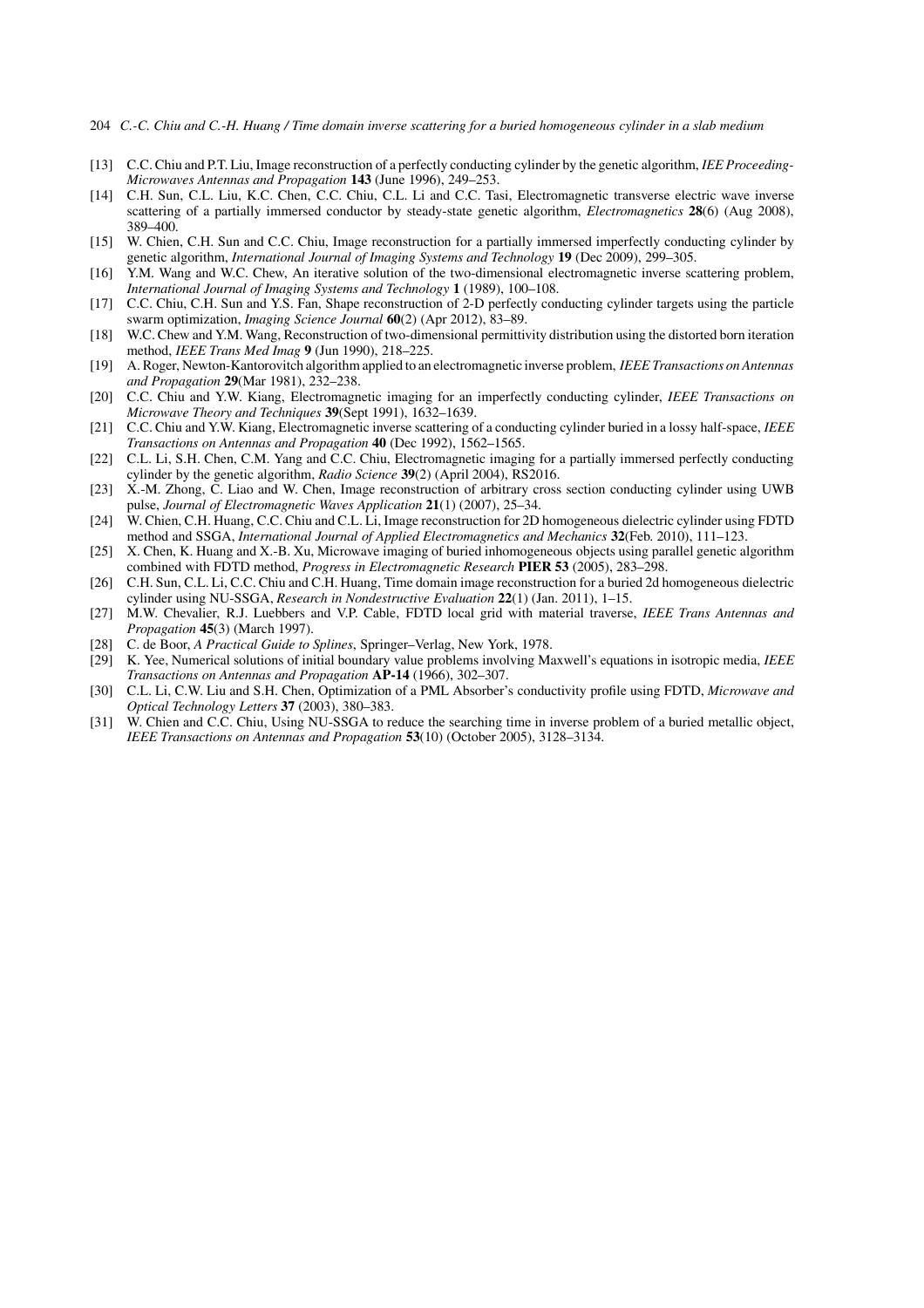[13] C.C. Chiu and P.T. Liu, Image reconstruction of a perfectly conducting cylinder by the genetic algorithm, *IEE Proceeding-Microwaves Antennas and Propagation* **143** (June 1996), 249–253.

[14] C.H. Sun, C.L. Liu, K.C. Chen, C.C. Chiu, C.L. Li and C.C. Tasi, Electromagnetic transverse electric wave inverse scattering of a partially immersed conductor by steady-state genetic algorithm, *Electromagnetics* **28**(6) (Aug 2008), 389–400.

[15] W. Chien, C.H. Sun and C.C. Chiu, Image reconstruction for a partially immersed imperfectly conducting cylinder by genetic algorithm, *International Journal of Imaging Systems and Technology* **19** (Dec 2009), 299–305.

[16] Y.M. Wang and W.C. Chew, An iterative solution of the two-dimensional electromagnetic inverse scattering problem, *International Journal of Imaging Systems and Technology* **1** (1989), 100–108.

[17] C.C. Chiu, C.H. Sun and Y.S. Fan, Shape reconstruction of 2-D perfectly conducting cylinder targets using the particle swarm optimization, *Imaging Science Journal* **60**(2) (Apr 2012), 83–89.

[18] W.C. Chew and Y.M. Wang, Reconstruction of two-dimensional permittivity distribution using the distorted born iteration method, *IEEE Trans Med Imag* **9** (Jun 1990), 218–225.

[19] A. Roger, Newton-Kantorovitch algorithm applied to an electromagnetic inverse problem, *IEEE Transactions on Antennas and Propagation* **29**(Mar 1981), 232–238.

[20] C.C. Chiu and Y.W. Kiang, Electromagnetic imaging for an imperfectly conducting cylinder, *IEEE Transactions on Microwave Theory and Techniques* **39**(Sept 1991), 1632–1639.

[21] C.C. Chiu and Y.W. Kiang, Electromagnetic inverse scattering of a conducting cylinder buried in a lossy half-space, *IEEE Transactions on Antennas and Propagation* **40** (Dec 1992), 1562–1565.

[22] C.L. Li, S.H. Chen, C.M. Yang and C.C. Chiu, Electromagnetic imaging for a partially immersed perfectly conducting cylinder by the genetic algorithm, *Radio Science* **39**(2) (April 2004), RS2016.

[23] X.-M. Zhong, C. Liao and W. Chen, Image reconstruction of arbitrary cross section conducting cylinder using UWB pulse, *Journal of Electromagnetic Waves Application* **21**(1) (2007), 25–34.

[24] W. Chien, C.H. Huang, C.C. Chiu and C.L. Li, Image reconstruction for 2D homogeneous dielectric cylinder using FDTD method and SSGA, *International Journal of Applied Electromagnetics and Mechanics* **32**(Feb. 2010), 111–123.

[25] X. Chen, K. Huang and X.-B. Xu, Microwave imaging of buried inhomogeneous objects using parallel genetic algorithm combined with FDTD method, *Progress in Electromagnetic Research* **PIER 53** (2005), 283–298.

[26] C.H. Sun, C.L. Li, C.C. Chiu and C.H. Huang, Time domain image reconstruction for a buried 2d homogeneous dielectric cylinder using NU-SSGA, *Research in Nondestructive Evaluation* **22**(1) (Jan. 2011), 1–15.

[27] M.W. Chevalier, R.J. Luebbers and V.P. Cable, FDTD local grid with material traverse, *IEEE Trans Antennas and Propagation* **45**(3) (March 1997).

[28] C. de Boor, *A Practical Guide to Splines*, Springer–Verlag, New York, 1978.

[29] K. Yee, Numerical solutions of initial boundary value problems involving Maxwell's equations in isotropic media, *IEEE Transactions on Antennas and Propagation* **AP-14** (1966), 302–307.

[30] C.L. Li, C.W. Liu and S.H. Chen, Optimization of a PML Absorber's conductivity profile using FDTD, *Microwave and Optical Technology Letters* **37** (2003), 380–383.

[31] W. Chien and C.C. Chiu, Using NU-SSGA to reduce the searching time in inverse problem of a buried metallic object, *IEEE Transactions on Antennas and Propagation* **53**(10) (October 2005), 3128–3134.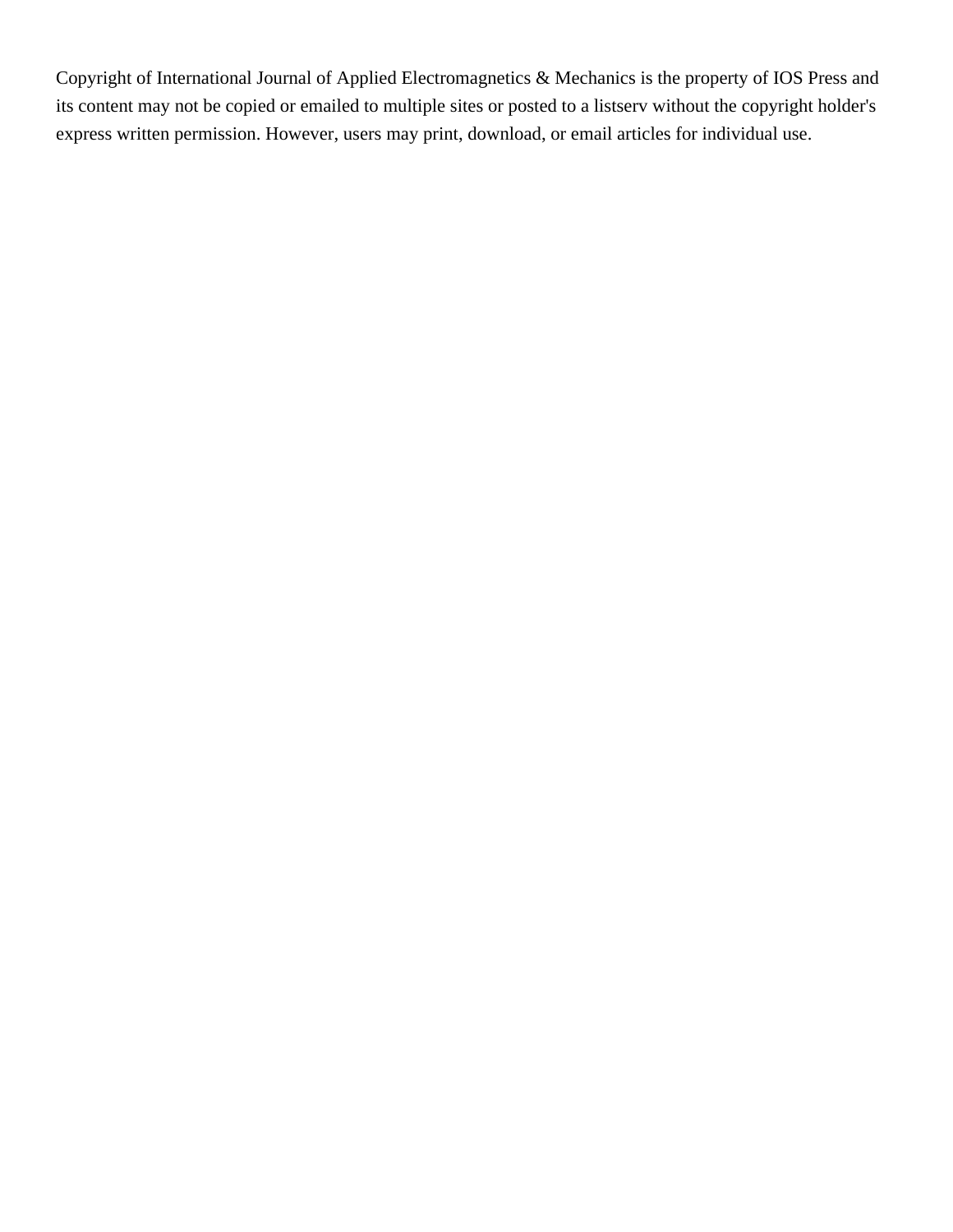Copyright of International Journal of Applied Electromagnetics & Mechanics is the property of IOS Press and its content may not be copied or emailed to multiple sites or posted to a listserv without the copyright holder's express written permission. However, users may print, download, or email articles for individual use.